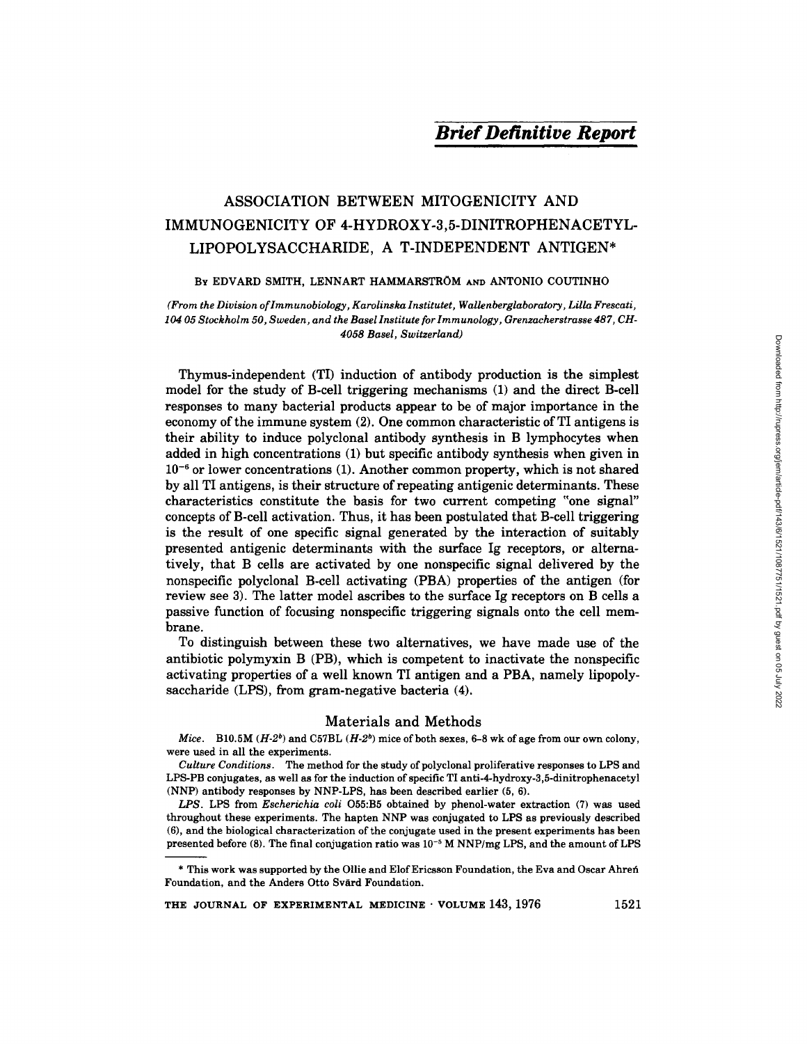# *Brief Definitive Report*

## ASSOCIATION BETWEEN MITOGENICITY AND IMMUNOGENICITY OF 4-HYDROXY-3,5-DINITROPHENACETYL-LIPOPOLYSACCHARIDE, A T-INDEPENDENT ANTIGEN*

BY EDVARD SMITH, LENNART HAMMARSTRÖM AND ANTONIO COUTINHO

*(From the Division of Immunobiology, Karolinska Institutet, Wallenberglaboratory, Lilla Frescati, 104 05 Stockholm 50, Sweden, and the Basel Institute for Immunology, Grenzacherstrasse 487, CH-4058 Basel, Switzerland)*

Thymus-independent (TI) induction of antibody production is the simplest model for the study of B-cell triggering mechanisms (1) and the direct B-cell responses to many bacterial products appear to be of major importance in the economy of the immune system (2). One common characteristic of TI antigens is their ability to induce polyclonal antibody synthesis in B lymphocytes when added in high concentrations (1) but specific antibody synthesis when given in $10^{-6}$ or lower concentrations (1). Another common property, which is not shared by all TI antigens, is their structure of repeating antigenic determinants. These characteristics constitute the basis for two current competing "one signal" concepts of B-cell activation. Thus, it has been postulated that B-cell triggering is the result of one specific signal generated by the interaction of suitably presented antigenic determinants with the surface Ig receptors, or alternatively, that B cells are activated by one nonspecific signal delivered by the nonspecific polyclonal B-cell activating (PBA) properties of the antigen (for review see 3). The latter model ascribes to the surface Ig receptors on B cells a passive function of focusing nonspecific triggering signals onto the cell membrane.

To distinguish between these two alternatives, we have made use of the antibiotic polymyxin B (PB), which is competent to inactivate the nonspecific activating properties of a well known TI antigen and a PBA, namely lipopolysaccharide (LPS), from gram-negative bacteria (4).

## Materials and Methods

*Mice.* B10.5M ($H$-$2^b$) and C57BL ($H$-$2^b$) mice of both sexes, 6–8 wk of age from our own colony, were used in all the experiments.

*Culture Conditions.* The method for the study of polyclonal proliferative responses to LPS and LPS-PB conjugates, as well as for the induction of specific TI anti-4-hydroxy-3,5-dinitrophenacetyl (NNP) antibody responses by NNP-LPS, has been described earlier (5, 6).

*LPS.* LPS from *Escherichia coli* O55:B5 obtained by phenol-water extraction (7) was used throughout these experiments. The hapten NNP was conjugated to LPS as previously described (6), and the biological characterization of the conjugate used in the present experiments has been presented before (8). The final conjugation ratio was $10^{-5}$ M NNP/mg LPS, and the amount of LPS

---

* This work was supported by the Ollie and Elof Ericsson Foundation, the Eva and Oscar Ahreń Foundation, and the Anders Otto Svärd Foundation.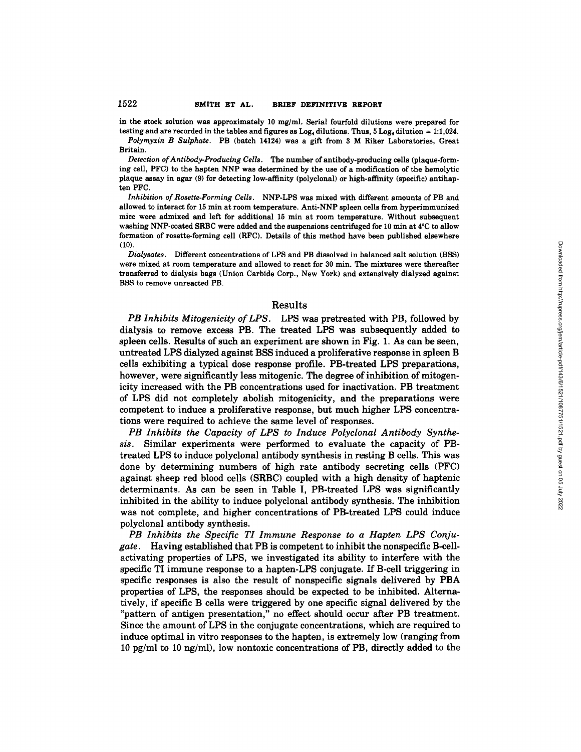in the stock solution was approximately 10 mg/ml. Serial fourfold dilutions were prepared for testing and are recorded in the tables and figures as $Log_4$ dilutions. Thus, 5 $Log_4$ dilution = 1:1,024.

*Polymyxin B Sulphate.* PB (batch 14124) was a gift from 3 M Riker Laboratories, Great Britain.

*Detection of Antibody-Producing Cells.* The number of antibody-producing cells (plaque-forming cell, PFC) to the hapten NNP was determined by the use of a modification of the hemolytic plaque assay in agar (9) for detecting low-affinity (polyclonal) or high-affinity (specific) antihapten PFC.

*Inhibition of Rosette-Forming Cells.* NNP-LPS was mixed with different amounts of PB and allowed to interact for 15 min at room temperature. Anti-NNP spleen cells from hyperimmunized mice were admixed and left for additional 15 min at room temperature. Without subsequent washing NNP-coated SRBC were added and the suspensions centrifuged for 10 min at 4°C to allow formation of rosette-forming cell (RFC). Details of this method have been published elsewhere (10).

*Dialysates.* Different concentrations of LPS and PB dissolved in balanced salt solution (BSS) were mixed at room temperature and allowed to react for 30 min. The mixtures were thereafter transferred to dialysis bags (Union Carbide Corp., New York) and extensively dialyzed against BSS to remove unreacted PB.

## Results

*PB Inhibits Mitogenicity of LPS.* LPS was pretreated with PB, followed by dialysis to remove excess PB. The treated LPS was subsequently added to spleen cells. Results of such an experiment are shown in Fig. 1. As can be seen, untreated LPS dialyzed against BSS induced a proliferative response in spleen B cells exhibiting a typical dose response profile. PB-treated LPS preparations, however, were significantly less mitogenic. The degree of inhibition of mitogenicity increased with the PB concentrations used for inactivation. PB treatment of LPS did not completely abolish mitogenicity, and the preparations were competent to induce a proliferative response, but much higher LPS concentrations were required to achieve the same level of responses.

*PB Inhibits the Capacity of LPS to Induce Polyclonal Antibody Synthesis.* Similar experiments were performed to evaluate the capacity of PB-treated LPS to induce polyclonal antibody synthesis in resting B cells. This was done by determining numbers of high rate antibody secreting cells (PFC) against sheep red blood cells (SRBC) coupled with a high density of haptenic determinants. As can be seen in Table I, PB-treated LPS was significantly inhibited in the ability to induce polyclonal antibody synthesis. The inhibition was not complete, and higher concentrations of PB-treated LPS could induce polyclonal antibody synthesis.

*PB Inhibits the Specific TI Immune Response to a Hapten LPS Conjugate.* Having established that PB is competent to inhibit the nonspecific B-cell-activating properties of LPS, we investigated its ability to interfere with the specific TI immune response to a hapten-LPS conjugate. If B-cell triggering in specific responses is also the result of nonspecific signals delivered by PBA properties of LPS, the responses should be expected to be inhibited. Alternatively, if specific B cells were triggered by one specific signal delivered by the "pattern of antigen presentation," no effect should occur after PB treatment. Since the amount of LPS in the conjugate concentrations, which are required to induce optimal in vitro responses to the hapten, is extremely low (ranging from 10 pg/ml to 10 ng/ml), low nontoxic concentrations of PB, directly added to the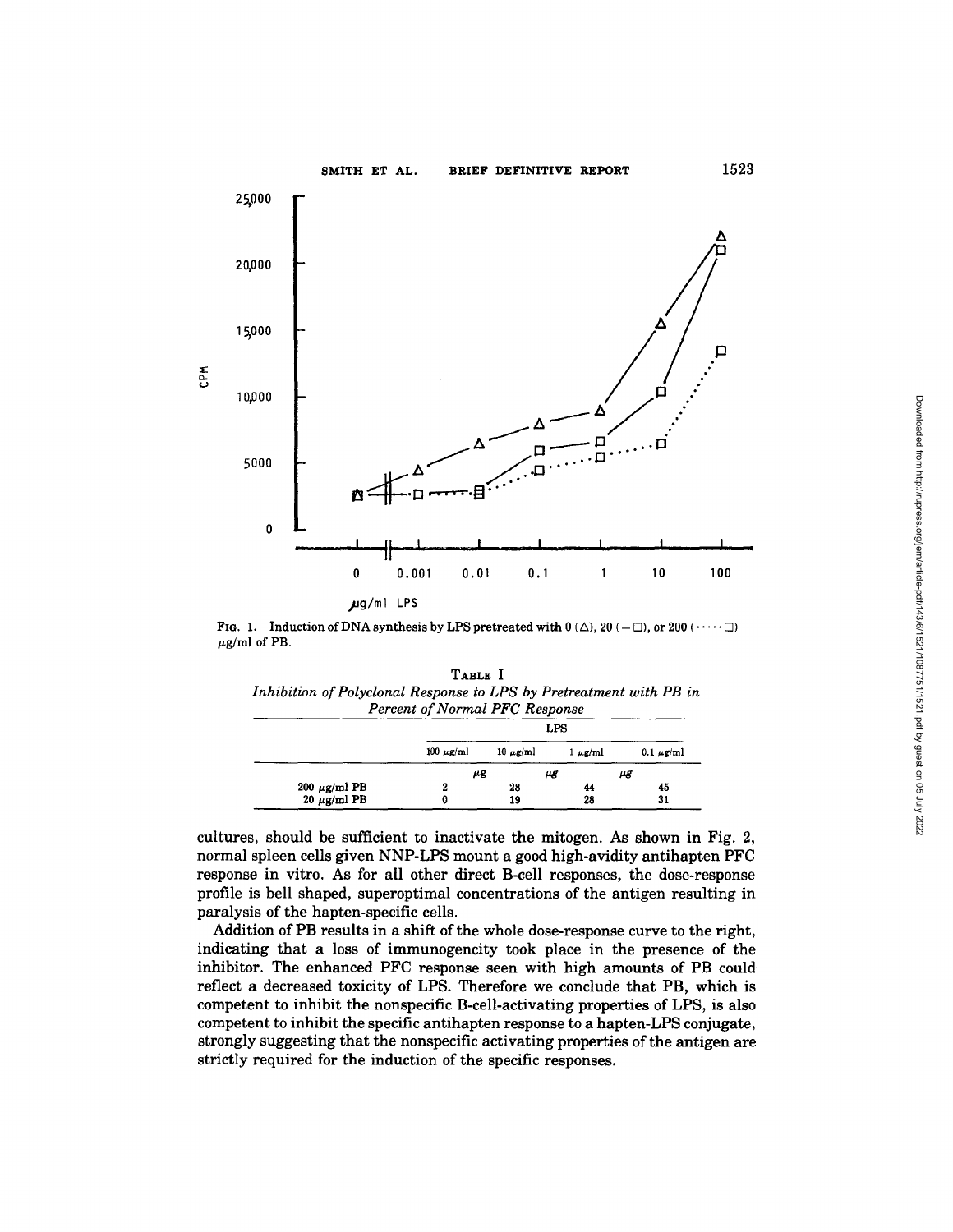FIG. 1. Induction of DNA synthesis by LPS pretreated with 0 (△), 20 (— □), or 200 (····· □) μg/ml of PB.

TABLE I

*Inhibition of Polyclonal Response to LPS by Pretreatment with PB in Percent of Normal PFC Response*

| | LPS | | | |
|---|---|---|---|---|
| | 100 μg/ml | 10 μg/ml | 1 μg/ml | 0.1 μg/ml |
| | μg | μg | μg | |
| 200 μg/ml PB | 2 | 28 | 44 | 45 |
| 20 μg/ml PB | 0 | 19 | 28 | 31 |

cultures, should be sufficient to inactivate the mitogen. As shown in Fig. 2, normal spleen cells given NNP-LPS mount a good high-avidity antihapten PFC response in vitro. As for all other direct B-cell responses, the dose-response profile is bell shaped, superoptimal concentrations of the antigen resulting in paralysis of the hapten-specific cells.

Addition of PB results in a shift of the whole dose-response curve to the right, indicating that a loss of immunogencity took place in the presence of the inhibitor. The enhanced PFC response seen with high amounts of PB could reflect a decreased toxicity of LPS. Therefore we conclude that PB, which is competent to inhibit the nonspecific B-cell-activating properties of LPS, is also competent to inhibit the specific antihapten response to a hapten-LPS conjugate, strongly suggesting that the nonspecific activating properties of the antigen are strictly required for the induction of the specific responses.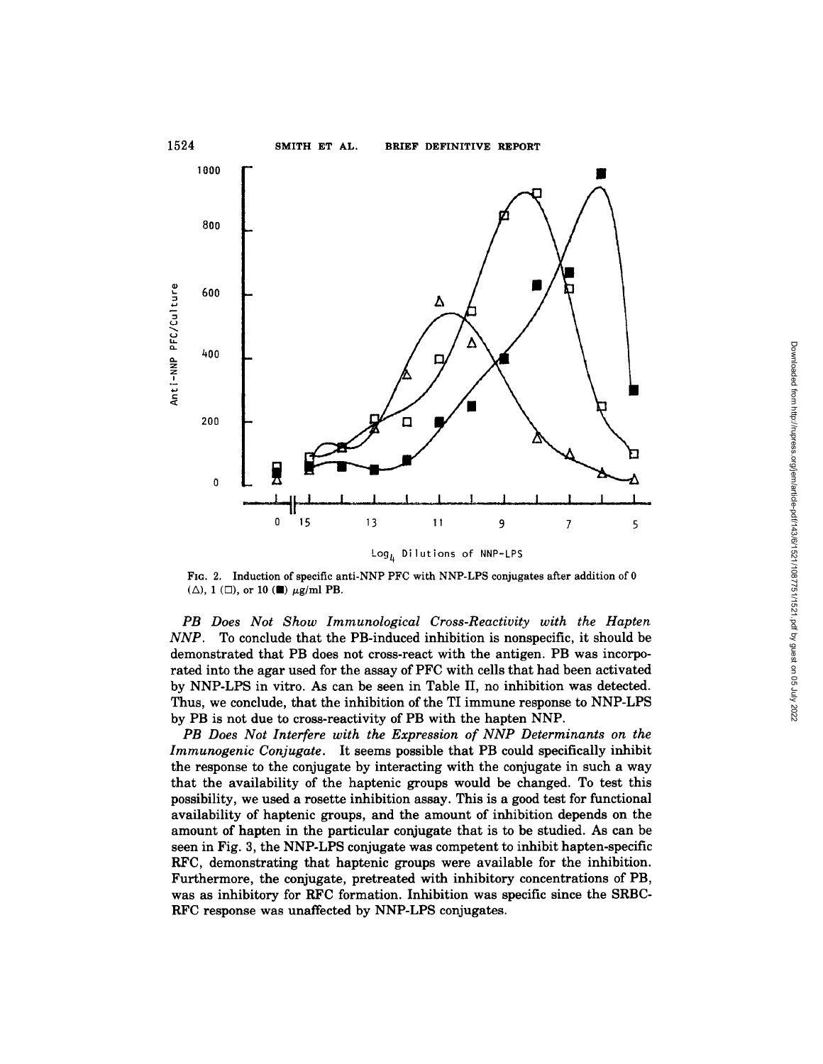FIG. 2. Induction of specific anti-NNP PFC with NNP-LPS conjugates after addition of 0 (△), 1 (□), or 10 (■) μg/ml PB.

*PB Does Not Show Immunological Cross-Reactivity with the Hapten NNP.* To conclude that the PB-induced inhibition is nonspecific, it should be demonstrated that PB does not cross-react with the antigen. PB was incorporated into the agar used for the assay of PFC with cells that had been activated by NNP-LPS in vitro. As can be seen in Table II, no inhibition was detected. Thus, we conclude, that the inhibition of the TI immune response to NNP-LPS by PB is not due to cross-reactivity of PB with the hapten NNP.

*PB Does Not Interfere with the Expression of NNP Determinants on the Immunogenic Conjugate.* It seems possible that PB could specifically inhibit the response to the conjugate by interacting with the conjugate in such a way that the availability of the haptenic groups would be changed. To test this possibility, we used a rosette inhibition assay. This is a good test for functional availability of haptenic groups, and the amount of inhibition depends on the amount of hapten in the particular conjugate that is to be studied. As can be seen in Fig. 3, the NNP-LPS conjugate was competent to inhibit hapten-specific RFC, demonstrating that haptenic groups were available for the inhibition. Furthermore, the conjugate, pretreated with inhibitory concentrations of PB, was as inhibitory for RFC formation. Inhibition was specific since the SRBC-RFC response was unaffected by NNP-LPS conjugates.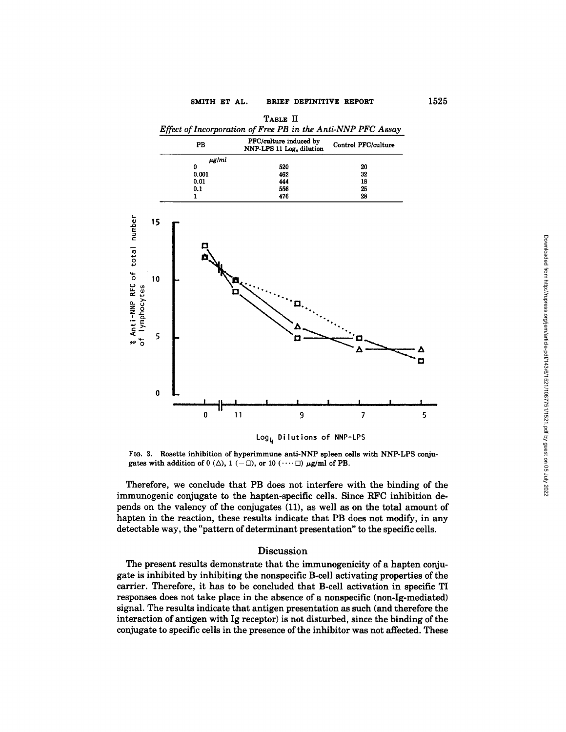TABLE II
*Effect of Incorporation of Free PB in the Anti-NNP PFC Assay*

| PB | PFC/culture induced by NNP-LPS 11 $Log_4$ dilution | Control PFC/culture |
|---|---|---|
| *µg/ml* | | |
| 0 | 520 | 20 |
| 0.001 | 462 | 32 |
| 0.01 | 444 | 18 |
| 0.1 | 556 | 25 |
| 1 | 476 | 28 |

FIG. 3. Rosette inhibition of hyperimmune anti-NNP spleen cells with NNP-LPS conjugates with addition of 0 (△), 1 (—□), or 10 (····□) µg/ml of PB.

Therefore, we conclude that PB does not interfere with the binding of the immunogenic conjugate to the hapten-specific cells. Since RFC inhibition depends on the valency of the conjugates (11), as well as on the total amount of hapten in the reaction, these results indicate that PB does not modify, in any detectable way, the "pattern of determinant presentation" to the specific cells.

## Discussion

The present results demonstrate that the immunogenicity of a hapten conjugate is inhibited by inhibiting the nonspecific B-cell activating properties of the carrier. Therefore, it has to be concluded that B-cell activation in specific TI responses does not take place in the absence of a nonspecific (non-Ig-mediated) signal. The results indicate that antigen presentation as such (and therefore the interaction of antigen with Ig receptor) is not disturbed, since the binding of the conjugate to specific cells in the presence of the inhibitor was not affected. These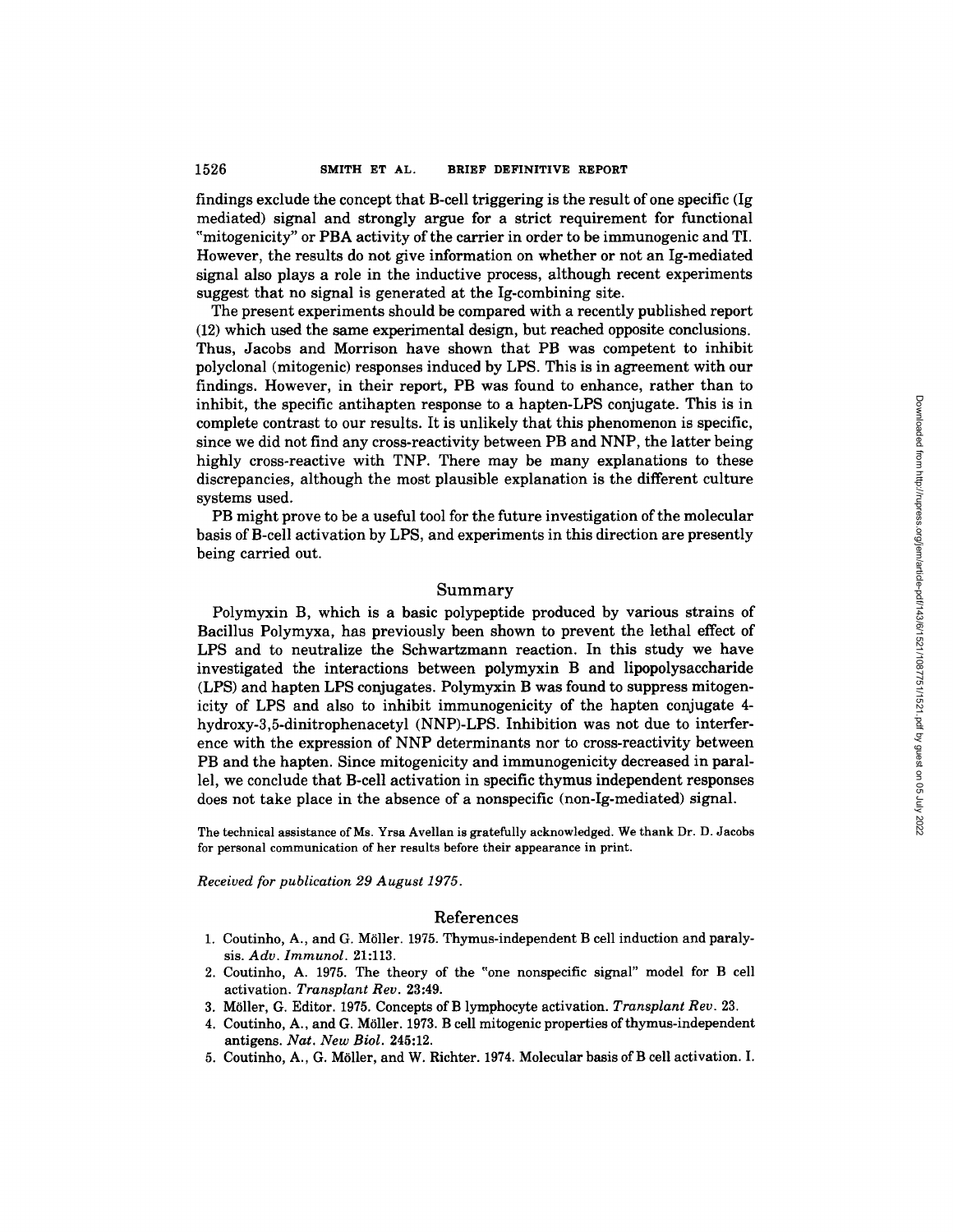findings exclude the concept that B-cell triggering is the result of one specific (Ig mediated) signal and strongly argue for a strict requirement for functional "mitogenicity" or PBA activity of the carrier in order to be immunogenic and TI. However, the results do not give information on whether or not an Ig-mediated signal also plays a role in the inductive process, although recent experiments suggest that no signal is generated at the Ig-combining site.

The present experiments should be compared with a recently published report (12) which used the same experimental design, but reached opposite conclusions. Thus, Jacobs and Morrison have shown that PB was competent to inhibit polyclonal (mitogenic) responses induced by LPS. This is in agreement with our findings. However, in their report, PB was found to enhance, rather than to inhibit, the specific antihapten response to a hapten-LPS conjugate. This is in complete contrast to our results. It is unlikely that this phenomenon is specific, since we did not find any cross-reactivity between PB and NNP, the latter being highly cross-reactive with TNP. There may be many explanations to these discrepancies, although the most plausible explanation is the different culture systems used.

PB might prove to be a useful tool for the future investigation of the molecular basis of B-cell activation by LPS, and experiments in this direction are presently being carried out.

## Summary

Polymyxin B, which is a basic polypeptide produced by various strains of Bacillus Polymyxa, has previously been shown to prevent the lethal effect of LPS and to neutralize the Schwartzmann reaction. In this study we have investigated the interactions between polymyxin B and lipopolysaccharide (LPS) and hapten LPS conjugates. Polymyxin B was found to suppress mitogenicity of LPS and also to inhibit immunogenicity of the hapten conjugate 4-hydroxy-3,5-dinitrophenacetyl (NNP)-LPS. Inhibition was not due to interference with the expression of NNP determinants nor to cross-reactivity between PB and the hapten. Since mitogenicity and immunogenicity decreased in parallel, we conclude that B-cell activation in specific thymus independent responses does not take place in the absence of a nonspecific (non-Ig-mediated) signal.

The technical assistance of Ms. Yrsa Avellan is gratefully acknowledged. We thank Dr. D. Jacobs for personal communication of her results before their appearance in print.

*Received for publication 29 August 1975.*

## References

1. Coutinho, A., and G. Möller. 1975. Thymus-independent B cell induction and paralysis. *Adv. Immunol.* 21:113.
2. Coutinho, A. 1975. The theory of the "one nonspecific signal" model for B cell activation. *Transplant Rev.* 23:49.
3. Möller, G. Editor. 1975. Concepts of B lymphocyte activation. *Transplant Rev.* 23.
4. Coutinho, A., and G. Möller. 1973. B cell mitogenic properties of thymus-independent antigens. *Nat. New Biol.* 245:12.
5. Coutinho, A., G. Möller, and W. Richter. 1974. Molecular basis of B cell activation. I.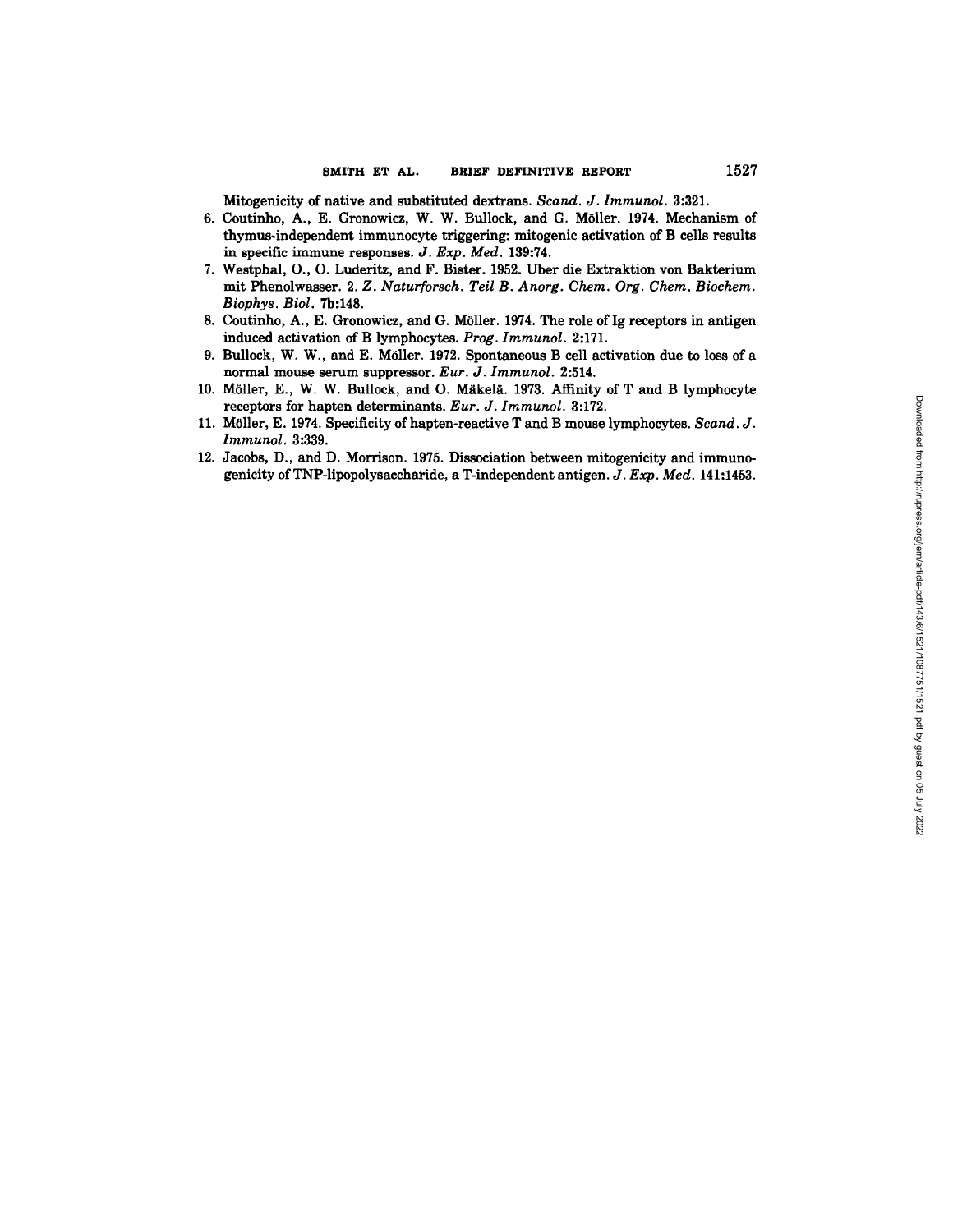Mitogenicity of native and substituted dextrans. *Scand. J. Immunol.* **3**:321.

6. Coutinho, A., E. Gronowicz, W. W. Bullock, and G. Möller. 1974. Mechanism of thymus-independent immunocyte triggering: mitogenic activation of B cells results in specific immune responses. *J. Exp. Med.* **139**:74.
7. Westphal, O., O. Luderitz, and F. Bister. 1952. Uber die Extraktion von Bakterium mit Phenolwasser. 2. *Z. Naturforsch. Teil B. Anorg. Chem. Org. Chem. Biochem. Biophys. Biol.* **7b**:148.
8. Coutinho, A., E. Gronowicz, and G. Möller. 1974. The role of Ig receptors in antigen induced activation of B lymphocytes. *Prog. Immunol.* **2**:171.
9. Bullock, W. W., and E. Möller. 1972. Spontaneous B cell activation due to loss of a normal mouse serum suppressor. *Eur. J. Immunol.* **2**:514.
10. Möller, E., W. W. Bullock, and O. Mäkelä. 1973. Affinity of T and B lymphocyte receptors for hapten determinants. *Eur. J. Immunol.* **3**:172.
11. Möller, E. 1974. Specificity of hapten-reactive T and B mouse lymphocytes. *Scand. J. Immunol.* **3**:339.
12. Jacobs, D., and D. Morrison. 1975. Dissociation between mitogenicity and immunogenicity of TNP-lipopolysaccharide, a T-independent antigen. *J. Exp. Med.* **141**:1453.